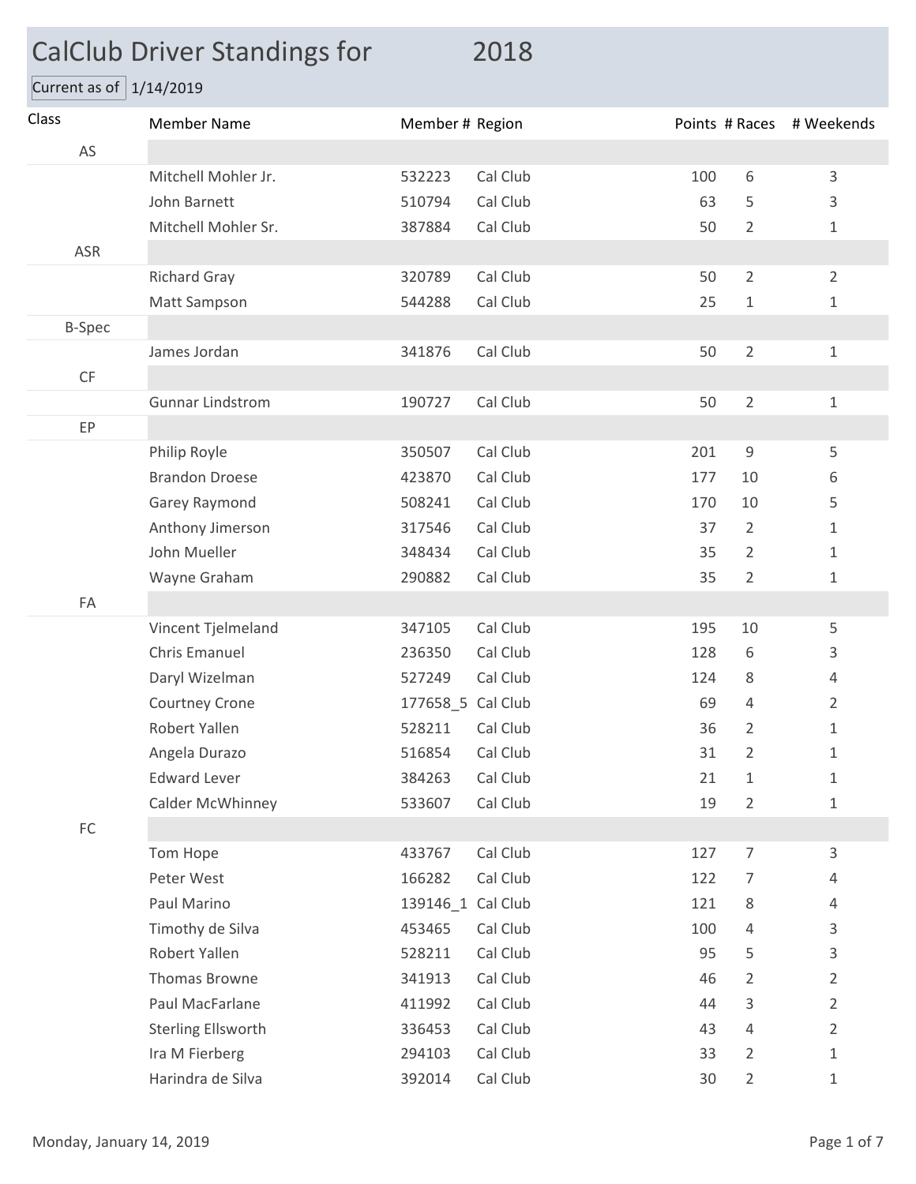# CalClub Driver Standings for 2018

Current as of 1/14/2019

| Class | Member Name | Member # | Region | Points | # Races | # Weekends |
|---|---|---|---|---|---|---|
| AS | | | | | | |
| | Mitchell Mohler Jr. | 532223 | Cal Club | 100 | 6 | 3 |
| | John Barnett | 510794 | Cal Club | 63 | 5 | 3 |
| | Mitchell Mohler Sr. | 387884 | Cal Club | 50 | 2 | 1 |
| ASR | | | | | | |
| | Richard Gray | 320789 | Cal Club | 50 | 2 | 2 |
| | Matt Sampson | 544288 | Cal Club | 25 | 1 | 1 |
| B-Spec | | | | | | |
| | James Jordan | 341876 | Cal Club | 50 | 2 | 1 |
| CF | | | | | | |
| | Gunnar Lindstrom | 190727 | Cal Club | 50 | 2 | 1 |
| EP | | | | | | |
| | Philip Royle | 350507 | Cal Club | 201 | 9 | 5 |
| | Brandon Droese | 423870 | Cal Club | 177 | 10 | 6 |
| | Garey Raymond | 508241 | Cal Club | 170 | 10 | 5 |
| | Anthony Jimerson | 317546 | Cal Club | 37 | 2 | 1 |
| | John Mueller | 348434 | Cal Club | 35 | 2 | 1 |
| | Wayne Graham | 290882 | Cal Club | 35 | 2 | 1 |
| FA | | | | | | |
| | Vincent Tjelmeland | 347105 | Cal Club | 195 | 10 | 5 |
| | Chris Emanuel | 236350 | Cal Club | 128 | 6 | 3 |
| | Daryl Wizelman | 527249 | Cal Club | 124 | 8 | 4 |
| | Courtney Crone | 177658_5 | Cal Club | 69 | 4 | 2 |
| | Robert Yallen | 528211 | Cal Club | 36 | 2 | 1 |
| | Angela Durazo | 516854 | Cal Club | 31 | 2 | 1 |
| | Edward Lever | 384263 | Cal Club | 21 | 1 | 1 |
| | Calder McWhinney | 533607 | Cal Club | 19 | 2 | 1 |
| FC | | | | | | |
| | Tom Hope | 433767 | Cal Club | 127 | 7 | 3 |
| | Peter West | 166282 | Cal Club | 122 | 7 | 4 |
| | Paul Marino | 139146_1 | Cal Club | 121 | 8 | 4 |
| | Timothy de Silva | 453465 | Cal Club | 100 | 4 | 3 |
| | Robert Yallen | 528211 | Cal Club | 95 | 5 | 3 |
| | Thomas Browne | 341913 | Cal Club | 46 | 2 | 2 |
| | Paul MacFarlane | 411992 | Cal Club | 44 | 3 | 2 |
| | Sterling Ellsworth | 336453 | Cal Club | 43 | 4 | 2 |
| | Ira M Fierberg | 294103 | Cal Club | 33 | 2 | 1 |
| | Harindra de Silva | 392014 | Cal Club | 30 | 2 | 1 |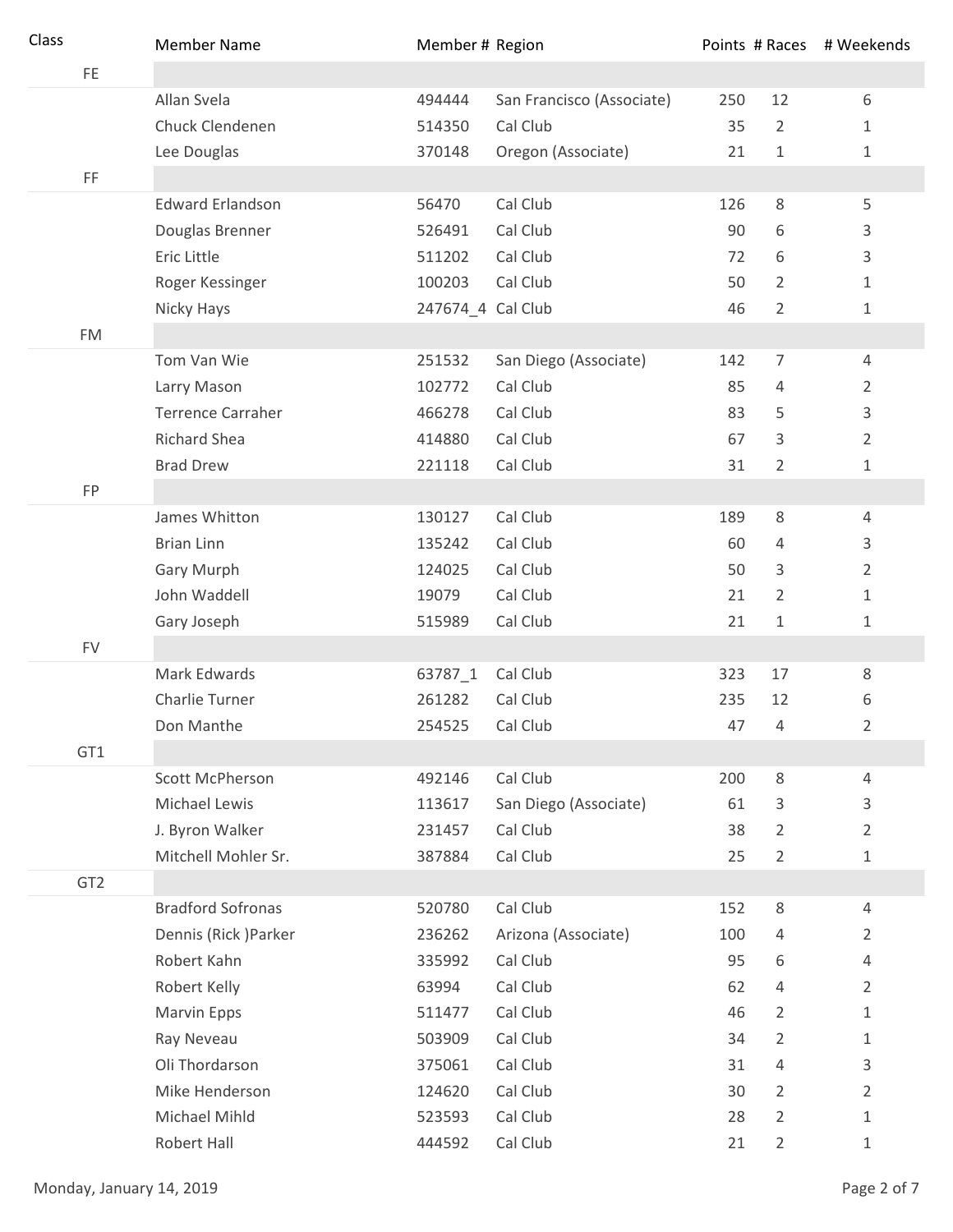| Class | Member Name | Member # | Region | Points | # Races | # Weekends |
|---|---|---|---|---|---|---|
| FE | | | | | | |
| | Allan Svela | 494444 | San Francisco (Associate) | 250 | 12 | 6 |
| | Chuck Clendenen | 514350 | Cal Club | 35 | 2 | 1 |
| | Lee Douglas | 370148 | Oregon (Associate) | 21 | 1 | 1 |
| FF | | | | | | |
| | Edward Erlandson | 56470 | Cal Club | 126 | 8 | 5 |
| | Douglas Brenner | 526491 | Cal Club | 90 | 6 | 3 |
| | Eric Little | 511202 | Cal Club | 72 | 6 | 3 |
| | Roger Kessinger | 100203 | Cal Club | 50 | 2 | 1 |
| | Nicky Hays | 247674_4 | Cal Club | 46 | 2 | 1 |
| FM | | | | | | |
| | Tom Van Wie | 251532 | San Diego (Associate) | 142 | 7 | 4 |
| | Larry Mason | 102772 | Cal Club | 85 | 4 | 2 |
| | Terrence Carraher | 466278 | Cal Club | 83 | 5 | 3 |
| | Richard Shea | 414880 | Cal Club | 67 | 3 | 2 |
| | Brad Drew | 221118 | Cal Club | 31 | 2 | 1 |
| FP | | | | | | |
| | James Whitton | 130127 | Cal Club | 189 | 8 | 4 |
| | Brian Linn | 135242 | Cal Club | 60 | 4 | 3 |
| | Gary Murph | 124025 | Cal Club | 50 | 3 | 2 |
| | John Waddell | 19079 | Cal Club | 21 | 2 | 1 |
| | Gary Joseph | 515989 | Cal Club | 21 | 1 | 1 |
| FV | | | | | | |
| | Mark Edwards | 63787_1 | Cal Club | 323 | 17 | 8 |
| | Charlie Turner | 261282 | Cal Club | 235 | 12 | 6 |
| | Don Manthe | 254525 | Cal Club | 47 | 4 | 2 |
| GT1 | | | | | | |
| | Scott McPherson | 492146 | Cal Club | 200 | 8 | 4 |
| | Michael Lewis | 113617 | San Diego (Associate) | 61 | 3 | 3 |
| | J. Byron Walker | 231457 | Cal Club | 38 | 2 | 2 |
| | Mitchell Mohler Sr. | 387884 | Cal Club | 25 | 2 | 1 |
| GT2 | | | | | | |
| | Bradford Sofronas | 520780 | Cal Club | 152 | 8 | 4 |
| | Dennis (Rick )Parker | 236262 | Arizona (Associate) | 100 | 4 | 2 |
| | Robert Kahn | 335992 | Cal Club | 95 | 6 | 4 |
| | Robert Kelly | 63994 | Cal Club | 62 | 4 | 2 |
| | Marvin Epps | 511477 | Cal Club | 46 | 2 | 1 |
| | Ray Neveau | 503909 | Cal Club | 34 | 2 | 1 |
| | Oli Thordarson | 375061 | Cal Club | 31 | 4 | 3 |
| | Mike Henderson | 124620 | Cal Club | 30 | 2 | 2 |
| | Michael Mihld | 523593 | Cal Club | 28 | 2 | 1 |
| | Robert Hall | 444592 | Cal Club | 21 | 2 | 1 |

Monday, January 14, 2019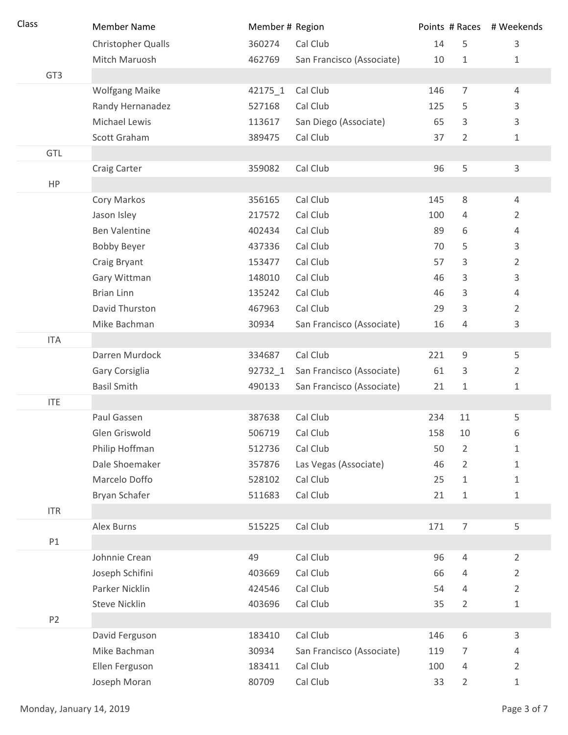| Class | Member Name | Member # | Region | Points | # Races | # Weekends |
|---|---|---|---|---|---|---|
| | Christopher Qualls | 360274 | Cal Club | 14 | 5 | 3 |
| | Mitch Maruosh | 462769 | San Francisco (Associate) | 10 | 1 | 1 |
| GT3 | | | | | | |
| | Wolfgang Maike | 42175_1 | Cal Club | 146 | 7 | 4 |
| | Randy Hernanadez | 527168 | Cal Club | 125 | 5 | 3 |
| | Michael Lewis | 113617 | San Diego (Associate) | 65 | 3 | 3 |
| | Scott Graham | 389475 | Cal Club | 37 | 2 | 1 |
| GTL | | | | | | |
| | Craig Carter | 359082 | Cal Club | 96 | 5 | 3 |
| HP | | | | | | |
| | Cory Markos | 356165 | Cal Club | 145 | 8 | 4 |
| | Jason Isley | 217572 | Cal Club | 100 | 4 | 2 |
| | Ben Valentine | 402434 | Cal Club | 89 | 6 | 4 |
| | Bobby Beyer | 437336 | Cal Club | 70 | 5 | 3 |
| | Craig Bryant | 153477 | Cal Club | 57 | 3 | 2 |
| | Gary Wittman | 148010 | Cal Club | 46 | 3 | 3 |
| | Brian Linn | 135242 | Cal Club | 46 | 3 | 4 |
| | David Thurston | 467963 | Cal Club | 29 | 3 | 2 |
| | Mike Bachman | 30934 | San Francisco (Associate) | 16 | 4 | 3 |
| ITA | | | | | | |
| | Darren Murdock | 334687 | Cal Club | 221 | 9 | 5 |
| | Gary Corsiglia | 92732_1 | San Francisco (Associate) | 61 | 3 | 2 |
| | Basil Smith | 490133 | San Francisco (Associate) | 21 | 1 | 1 |
| ITE | | | | | | |
| | Paul Gassen | 387638 | Cal Club | 234 | 11 | 5 |
| | Glen Griswold | 506719 | Cal Club | 158 | 10 | 6 |
| | Philip Hoffman | 512736 | Cal Club | 50 | 2 | 1 |
| | Dale Shoemaker | 357876 | Las Vegas (Associate) | 46 | 2 | 1 |
| | Marcelo Doffo | 528102 | Cal Club | 25 | 1 | 1 |
| | Bryan Schafer | 511683 | Cal Club | 21 | 1 | 1 |
| ITR | | | | | | |
| | Alex Burns | 515225 | Cal Club | 171 | 7 | 5 |
| P1 | | | | | | |
| | Johnnie Crean | 49 | Cal Club | 96 | 4 | 2 |
| | Joseph Schifini | 403669 | Cal Club | 66 | 4 | 2 |
| | Parker Nicklin | 424546 | Cal Club | 54 | 4 | 2 |
| | Steve Nicklin | 403696 | Cal Club | 35 | 2 | 1 |
| P2 | | | | | | |
| | David Ferguson | 183410 | Cal Club | 146 | 6 | 3 |
| | Mike Bachman | 30934 | San Francisco (Associate) | 119 | 7 | 4 |
| | Ellen Ferguson | 183411 | Cal Club | 100 | 4 | 2 |
| | Joseph Moran | 80709 | Cal Club | 33 | 2 | 1 |

Monday, January 14, 2019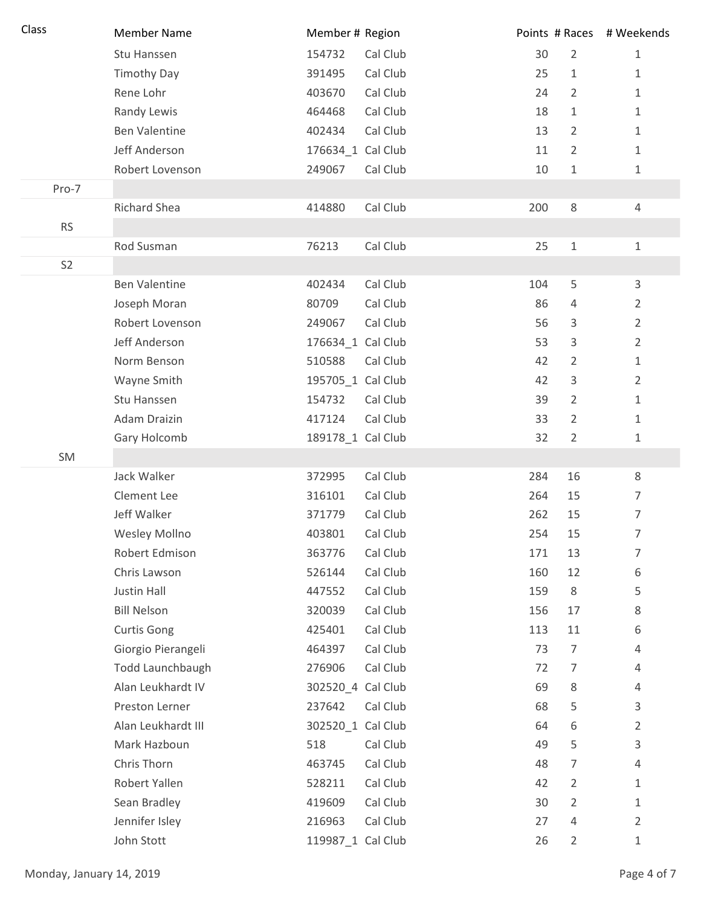| Class | Member Name | Member # | Region | Points | # Races | # Weekends |
|---|---|---|---|---|---|---|
| | Stu Hanssen | 154732 | Cal Club | 30 | 2 | 1 |
| | Timothy Day | 391495 | Cal Club | 25 | 1 | 1 |
| | Rene Lohr | 403670 | Cal Club | 24 | 2 | 1 |
| | Randy Lewis | 464468 | Cal Club | 18 | 1 | 1 |
| | Ben Valentine | 402434 | Cal Club | 13 | 2 | 1 |
| | Jeff Anderson | 176634_1 | Cal Club | 11 | 2 | 1 |
| | Robert Lovenson | 249067 | Cal Club | 10 | 1 | 1 |
| Pro-7 | | | | | | |
| | Richard Shea | 414880 | Cal Club | 200 | 8 | 4 |
| RS | | | | | | |
| | Rod Susman | 76213 | Cal Club | 25 | 1 | 1 |
| S2 | | | | | | |
| | Ben Valentine | 402434 | Cal Club | 104 | 5 | 3 |
| | Joseph Moran | 80709 | Cal Club | 86 | 4 | 2 |
| | Robert Lovenson | 249067 | Cal Club | 56 | 3 | 2 |
| | Jeff Anderson | 176634_1 | Cal Club | 53 | 3 | 2 |
| | Norm Benson | 510588 | Cal Club | 42 | 2 | 1 |
| | Wayne Smith | 195705_1 | Cal Club | 42 | 3 | 2 |
| | Stu Hanssen | 154732 | Cal Club | 39 | 2 | 1 |
| | Adam Draizin | 417124 | Cal Club | 33 | 2 | 1 |
| | Gary Holcomb | 189178_1 | Cal Club | 32 | 2 | 1 |
| SM | | | | | | |
| | Jack Walker | 372995 | Cal Club | 284 | 16 | 8 |
| | Clement Lee | 316101 | Cal Club | 264 | 15 | 7 |
| | Jeff Walker | 371779 | Cal Club | 262 | 15 | 7 |
| | Wesley Mollno | 403801 | Cal Club | 254 | 15 | 7 |
| | Robert Edmison | 363776 | Cal Club | 171 | 13 | 7 |
| | Chris Lawson | 526144 | Cal Club | 160 | 12 | 6 |
| | Justin Hall | 447552 | Cal Club | 159 | 8 | 5 |
| | Bill Nelson | 320039 | Cal Club | 156 | 17 | 8 |
| | Curtis Gong | 425401 | Cal Club | 113 | 11 | 6 |
| | Giorgio Pierangeli | 464397 | Cal Club | 73 | 7 | 4 |
| | Todd Launchbaugh | 276906 | Cal Club | 72 | 7 | 4 |
| | Alan Leukhardt IV | 302520_4 | Cal Club | 69 | 8 | 4 |
| | Preston Lerner | 237642 | Cal Club | 68 | 5 | 3 |
| | Alan Leukhardt III | 302520_1 | Cal Club | 64 | 6 | 2 |
| | Mark Hazboun | 518 | Cal Club | 49 | 5 | 3 |
| | Chris Thorn | 463745 | Cal Club | 48 | 7 | 4 |
| | Robert Yallen | 528211 | Cal Club | 42 | 2 | 1 |
| | Sean Bradley | 419609 | Cal Club | 30 | 2 | 1 |
| | Jennifer Isley | 216963 | Cal Club | 27 | 4 | 2 |
| | John Stott | 119987_1 | Cal Club | 26 | 2 | 1 |

Monday, January 14, 2019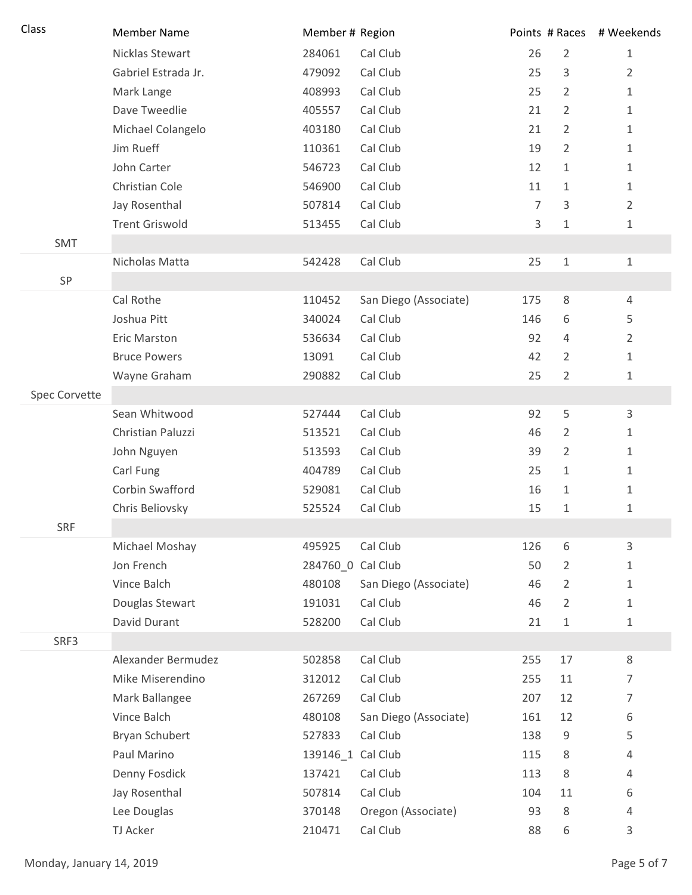| Class | Member Name | Member # | Region | Points | # Races | # Weekends |
|---|---|---|---|---|---|---|
| | Nicklas Stewart | 284061 | Cal Club | 26 | 2 | 1 |
| | Gabriel Estrada Jr. | 479092 | Cal Club | 25 | 3 | 2 |
| | Mark Lange | 408993 | Cal Club | 25 | 2 | 1 |
| | Dave Tweedlie | 405557 | Cal Club | 21 | 2 | 1 |
| | Michael Colangelo | 403180 | Cal Club | 21 | 2 | 1 |
| | Jim Rueff | 110361 | Cal Club | 19 | 2 | 1 |
| | John Carter | 546723 | Cal Club | 12 | 1 | 1 |
| | Christian Cole | 546900 | Cal Club | 11 | 1 | 1 |
| | Jay Rosenthal | 507814 | Cal Club | 7 | 3 | 2 |
| | Trent Griswold | 513455 | Cal Club | 3 | 1 | 1 |
| SMT | | | | | | |
| | Nicholas Matta | 542428 | Cal Club | 25 | 1 | 1 |
| SP | | | | | | |
| | Cal Rothe | 110452 | San Diego (Associate) | 175 | 8 | 4 |
| | Joshua Pitt | 340024 | Cal Club | 146 | 6 | 5 |
| | Eric Marston | 536634 | Cal Club | 92 | 4 | 2 |
| | Bruce Powers | 13091 | Cal Club | 42 | 2 | 1 |
| | Wayne Graham | 290882 | Cal Club | 25 | 2 | 1 |
| Spec Corvette | | | | | | |
| | Sean Whitwood | 527444 | Cal Club | 92 | 5 | 3 |
| | Christian Paluzzi | 513521 | Cal Club | 46 | 2 | 1 |
| | John Nguyen | 513593 | Cal Club | 39 | 2 | 1 |
| | Carl Fung | 404789 | Cal Club | 25 | 1 | 1 |
| | Corbin Swafford | 529081 | Cal Club | 16 | 1 | 1 |
| | Chris Beliovsky | 525524 | Cal Club | 15 | 1 | 1 |
| SRF | | | | | | |
| | Michael Moshay | 495925 | Cal Club | 126 | 6 | 3 |
| | Jon French | 284760_0 | Cal Club | 50 | 2 | 1 |
| | Vince Balch | 480108 | San Diego (Associate) | 46 | 2 | 1 |
| | Douglas Stewart | 191031 | Cal Club | 46 | 2 | 1 |
| | David Durant | 528200 | Cal Club | 21 | 1 | 1 |
| SRF3 | | | | | | |
| | Alexander Bermudez | 502858 | Cal Club | 255 | 17 | 8 |
| | Mike Miserendino | 312012 | Cal Club | 255 | 11 | 7 |
| | Mark Ballangee | 267269 | Cal Club | 207 | 12 | 7 |
| | Vince Balch | 480108 | San Diego (Associate) | 161 | 12 | 6 |
| | Bryan Schubert | 527833 | Cal Club | 138 | 9 | 5 |
| | Paul Marino | 139146_1 | Cal Club | 115 | 8 | 4 |
| | Denny Fosdick | 137421 | Cal Club | 113 | 8 | 4 |
| | Jay Rosenthal | 507814 | Cal Club | 104 | 11 | 6 |
| | Lee Douglas | 370148 | Oregon (Associate) | 93 | 8 | 4 |
| | TJ Acker | 210471 | Cal Club | 88 | 6 | 3 |

Monday, January 14, 2019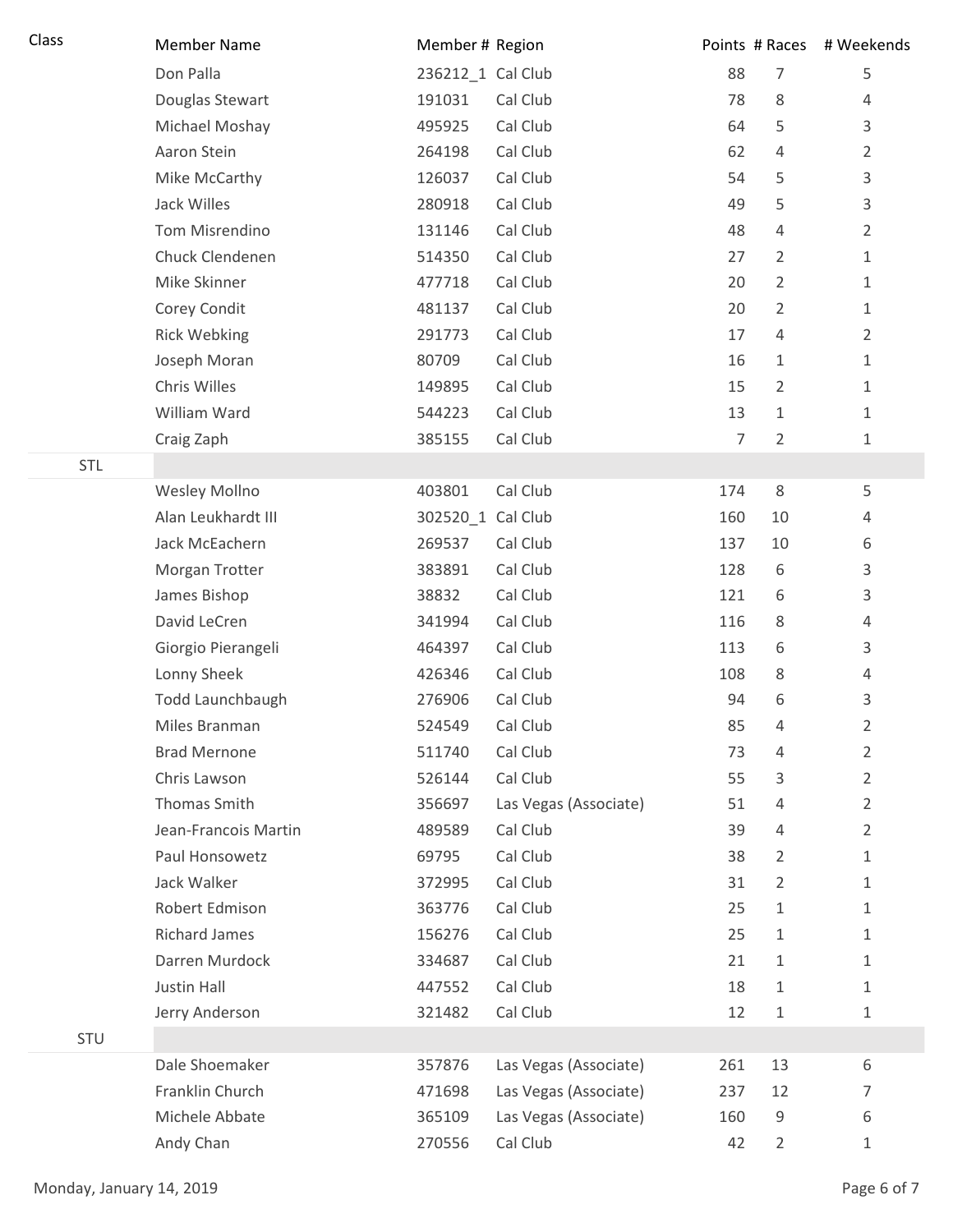| Class | Member Name | Member # | Region | Points | # Races | # Weekends |
|---|---|---|---|---|---|---|
| | Don Palla | 236212_1 | Cal Club | 88 | 7 | 5 |
| | Douglas Stewart | 191031 | Cal Club | 78 | 8 | 4 |
| | Michael Moshay | 495925 | Cal Club | 64 | 5 | 3 |
| | Aaron Stein | 264198 | Cal Club | 62 | 4 | 2 |
| | Mike McCarthy | 126037 | Cal Club | 54 | 5 | 3 |
| | Jack Willes | 280918 | Cal Club | 49 | 5 | 3 |
| | Tom Misrendino | 131146 | Cal Club | 48 | 4 | 2 |
| | Chuck Clendenen | 514350 | Cal Club | 27 | 2 | 1 |
| | Mike Skinner | 477718 | Cal Club | 20 | 2 | 1 |
| | Corey Condit | 481137 | Cal Club | 20 | 2 | 1 |
| | Rick Webking | 291773 | Cal Club | 17 | 4 | 2 |
| | Joseph Moran | 80709 | Cal Club | 16 | 1 | 1 |
| | Chris Willes | 149895 | Cal Club | 15 | 2 | 1 |
| | William Ward | 544223 | Cal Club | 13 | 1 | 1 |
| | Craig Zaph | 385155 | Cal Club | 7 | 2 | 1 |
| STL | | | | | | |
| | Wesley Mollno | 403801 | Cal Club | 174 | 8 | 5 |
| | Alan Leukhardt III | 302520_1 | Cal Club | 160 | 10 | 4 |
| | Jack McEachern | 269537 | Cal Club | 137 | 10 | 6 |
| | Morgan Trotter | 383891 | Cal Club | 128 | 6 | 3 |
| | James Bishop | 38832 | Cal Club | 121 | 6 | 3 |
| | David LeCren | 341994 | Cal Club | 116 | 8 | 4 |
| | Giorgio Pierangeli | 464397 | Cal Club | 113 | 6 | 3 |
| | Lonny Sheek | 426346 | Cal Club | 108 | 8 | 4 |
| | Todd Launchbaugh | 276906 | Cal Club | 94 | 6 | 3 |
| | Miles Branman | 524549 | Cal Club | 85 | 4 | 2 |
| | Brad Mernone | 511740 | Cal Club | 73 | 4 | 2 |
| | Chris Lawson | 526144 | Cal Club | 55 | 3 | 2 |
| | Thomas Smith | 356697 | Las Vegas (Associate) | 51 | 4 | 2 |
| | Jean-Francois Martin | 489589 | Cal Club | 39 | 4 | 2 |
| | Paul Honsowetz | 69795 | Cal Club | 38 | 2 | 1 |
| | Jack Walker | 372995 | Cal Club | 31 | 2 | 1 |
| | Robert Edmison | 363776 | Cal Club | 25 | 1 | 1 |
| | Richard James | 156276 | Cal Club | 25 | 1 | 1 |
| | Darren Murdock | 334687 | Cal Club | 21 | 1 | 1 |
| | Justin Hall | 447552 | Cal Club | 18 | 1 | 1 |
| | Jerry Anderson | 321482 | Cal Club | 12 | 1 | 1 |
| STU | | | | | | |
| | Dale Shoemaker | 357876 | Las Vegas (Associate) | 261 | 13 | 6 |
| | Franklin Church | 471698 | Las Vegas (Associate) | 237 | 12 | 7 |
| | Michele Abbate | 365109 | Las Vegas (Associate) | 160 | 9 | 6 |
| | Andy Chan | 270556 | Cal Club | 42 | 2 | 1 |

Monday, January 14, 2019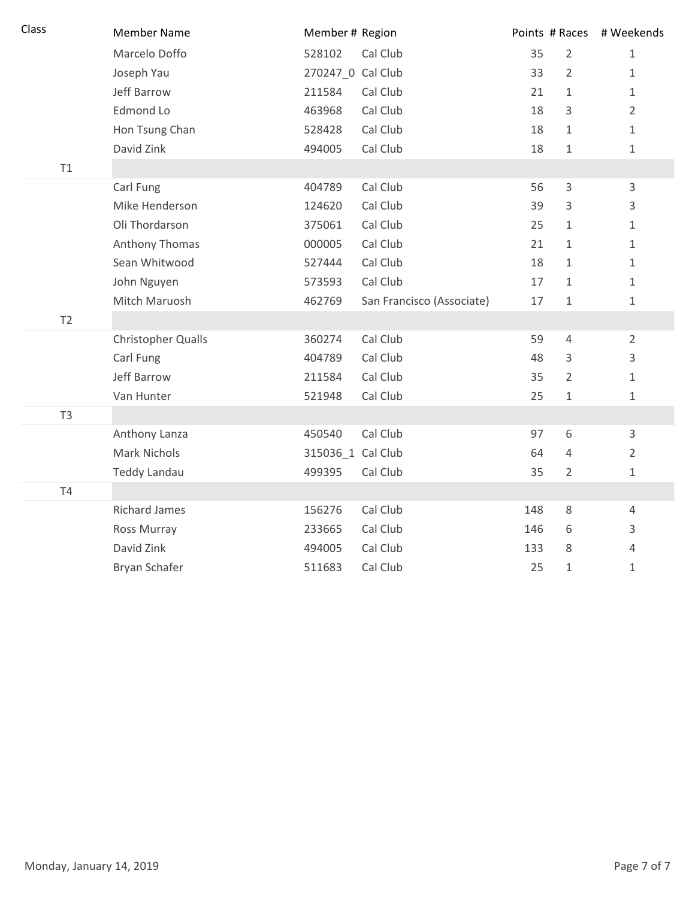| Class | Member Name | Member # | Region | Points | # Races | # Weekends |
|---|---|---|---|---|---|---|
| | Marcelo Doffo | 528102 | Cal Club | 35 | 2 | 1 |
| | Joseph Yau | 270247_0 | Cal Club | 33 | 2 | 1 |
| | Jeff Barrow | 211584 | Cal Club | 21 | 1 | 1 |
| | Edmond Lo | 463968 | Cal Club | 18 | 3 | 2 |
| | Hon Tsung Chan | 528428 | Cal Club | 18 | 1 | 1 |
| | David Zink | 494005 | Cal Club | 18 | 1 | 1 |
| T1 | | | | | | |
| | Carl Fung | 404789 | Cal Club | 56 | 3 | 3 |
| | Mike Henderson | 124620 | Cal Club | 39 | 3 | 3 |
| | Oli Thordarson | 375061 | Cal Club | 25 | 1 | 1 |
| | Anthony Thomas | 000005 | Cal Club | 21 | 1 | 1 |
| | Sean Whitwood | 527444 | Cal Club | 18 | 1 | 1 |
| | John Nguyen | 573593 | Cal Club | 17 | 1 | 1 |
| | Mitch Maruosh | 462769 | San Francisco (Associate) | 17 | 1 | 1 |
| T2 | | | | | | |
| | Christopher Qualls | 360274 | Cal Club | 59 | 4 | 2 |
| | Carl Fung | 404789 | Cal Club | 48 | 3 | 3 |
| | Jeff Barrow | 211584 | Cal Club | 35 | 2 | 1 |
| | Van Hunter | 521948 | Cal Club | 25 | 1 | 1 |
| T3 | | | | | | |
| | Anthony Lanza | 450540 | Cal Club | 97 | 6 | 3 |
| | Mark Nichols | 315036_1 | Cal Club | 64 | 4 | 2 |
| | Teddy Landau | 499395 | Cal Club | 35 | 2 | 1 |
| T4 | | | | | | |
| | Richard James | 156276 | Cal Club | 148 | 8 | 4 |
| | Ross Murray | 233665 | Cal Club | 146 | 6 | 3 |
| | David Zink | 494005 | Cal Club | 133 | 8 | 4 |
| | Bryan Schafer | 511683 | Cal Club | 25 | 1 | 1 |

Monday, January 14, 2019